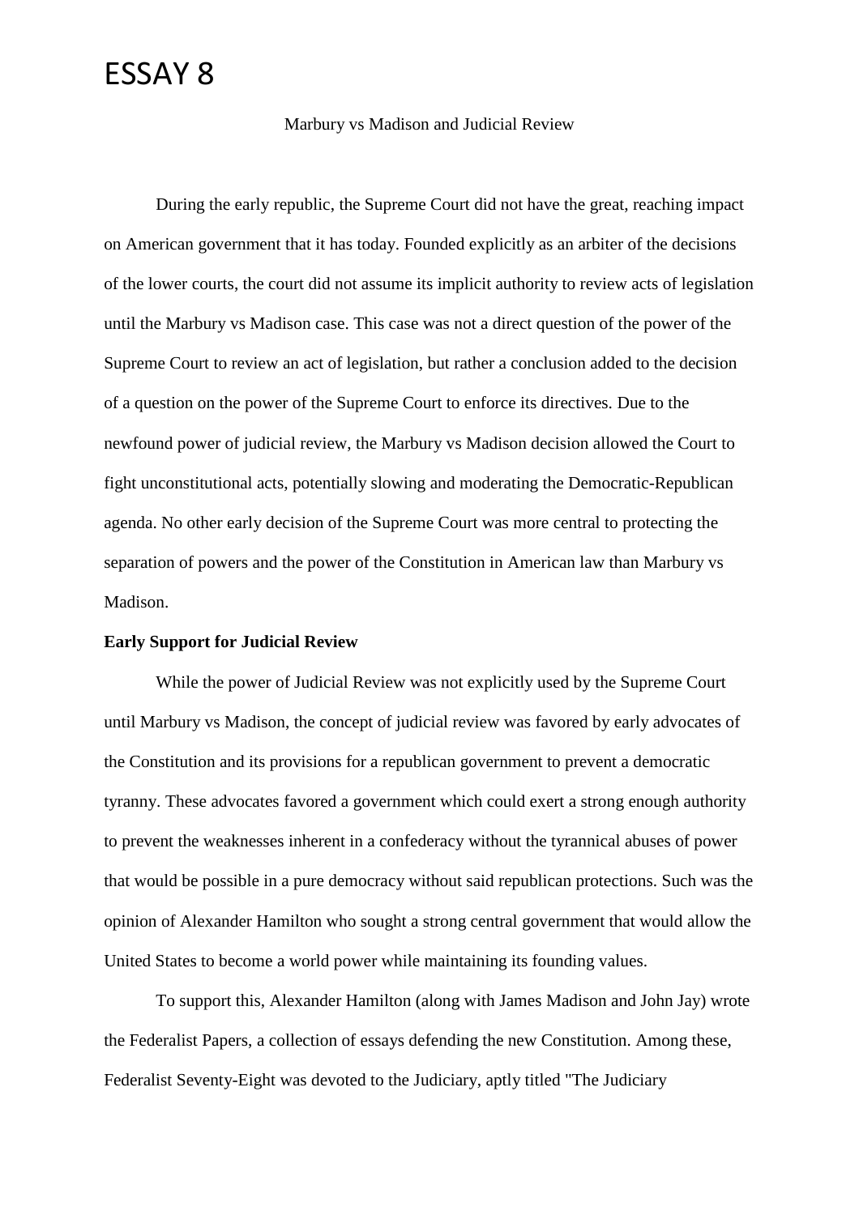# ESSAY 8

Marbury vs Madison and Judicial Review

During the early republic, the Supreme Court did not have the great, reaching impact on American government that it has today. Founded explicitly as an arbiter of the decisions of the lower courts, the court did not assume its implicit authority to review acts of legislation until the Marbury vs Madison case. This case was not a direct question of the power of the Supreme Court to review an act of legislation, but rather a conclusion added to the decision of a question on the power of the Supreme Court to enforce its directives. Due to the newfound power of judicial review, the Marbury vs Madison decision allowed the Court to fight unconstitutional acts, potentially slowing and moderating the Democratic-Republican agenda. No other early decision of the Supreme Court was more central to protecting the separation of powers and the power of the Constitution in American law than Marbury vs Madison.

**Early Support for Judicial Review**

While the power of Judicial Review was not explicitly used by the Supreme Court until Marbury vs Madison, the concept of judicial review was favored by early advocates of the Constitution and its provisions for a republican government to prevent a democratic tyranny. These advocates favored a government which could exert a strong enough authority to prevent the weaknesses inherent in a confederacy without the tyrannical abuses of power that would be possible in a pure democracy without said republican protections. Such was the opinion of Alexander Hamilton who sought a strong central government that would allow the United States to become a world power while maintaining its founding values.

To support this, Alexander Hamilton (along with James Madison and John Jay) wrote the Federalist Papers, a collection of essays defending the new Constitution. Among these, Federalist Seventy-Eight was devoted to the Judiciary, aptly titled "The Judiciary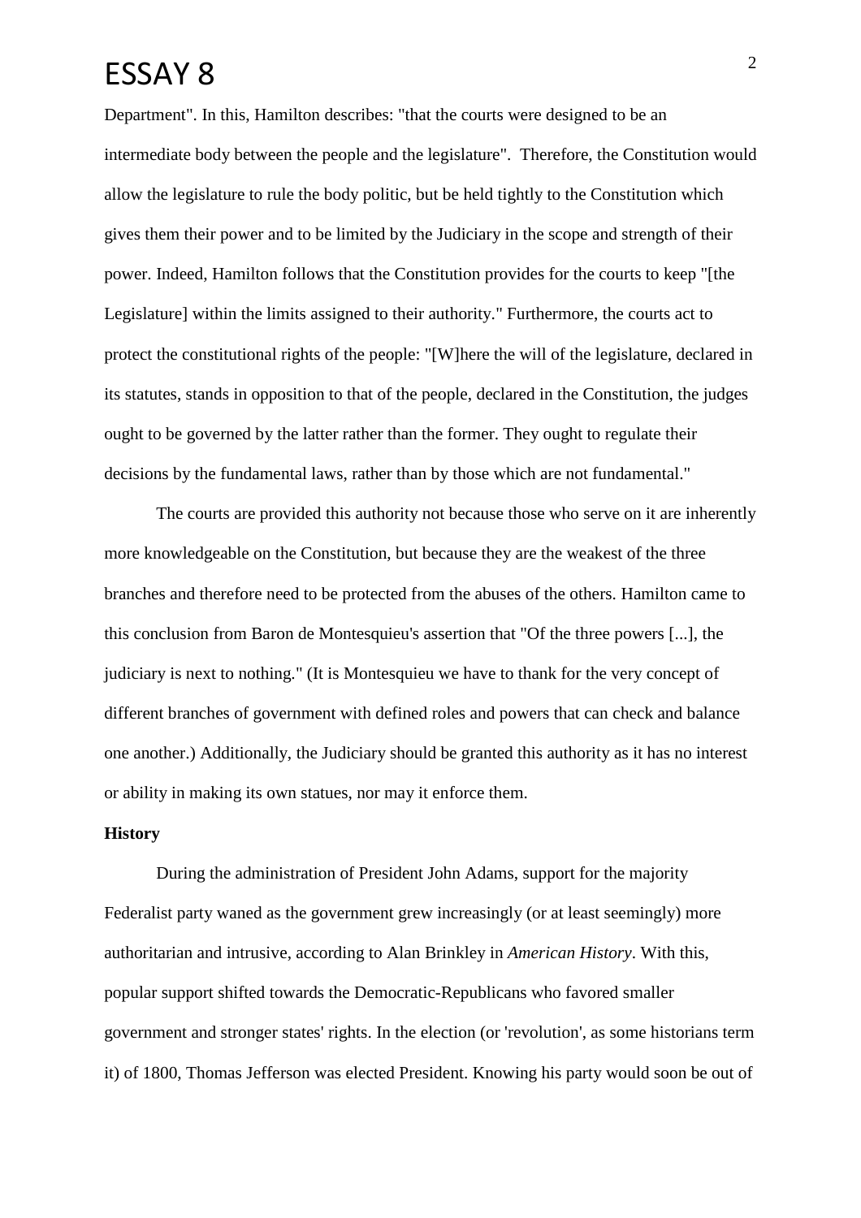Department". In this, Hamilton describes: "that the courts were designed to be an intermediate body between the people and the legislature". Therefore, the Constitution would allow the legislature to rule the body politic, but be held tightly to the Constitution which gives them their power and to be limited by the Judiciary in the scope and strength of their power. Indeed, Hamilton follows that the Constitution provides for the courts to keep "[the Legislature] within the limits assigned to their authority." Furthermore, the courts act to protect the constitutional rights of the people: "[W]here the will of the legislature, declared in its statutes, stands in opposition to that of the people, declared in the Constitution, the judges ought to be governed by the latter rather than the former. They ought to regulate their decisions by the fundamental laws, rather than by those which are not fundamental."

The courts are provided this authority not because those who serve on it are inherently more knowledgeable on the Constitution, but because they are the weakest of the three branches and therefore need to be protected from the abuses of the others. Hamilton came to this conclusion from Baron de Montesquieu's assertion that "Of the three powers [...], the judiciary is next to nothing." (It is Montesquieu we have to thank for the very concept of different branches of government with defined roles and powers that can check and balance one another.) Additionally, the Judiciary should be granted this authority as it has no interest or ability in making its own statues, nor may it enforce them.

**History**

During the administration of President John Adams, support for the majority Federalist party waned as the government grew increasingly (or at least seemingly) more authoritarian and intrusive, according to Alan Brinkley in *American History*. With this, popular support shifted towards the Democratic-Republicans who favored smaller government and stronger states' rights. In the election (or 'revolution', as some historians term it) of 1800, Thomas Jefferson was elected President. Knowing his party would soon be out of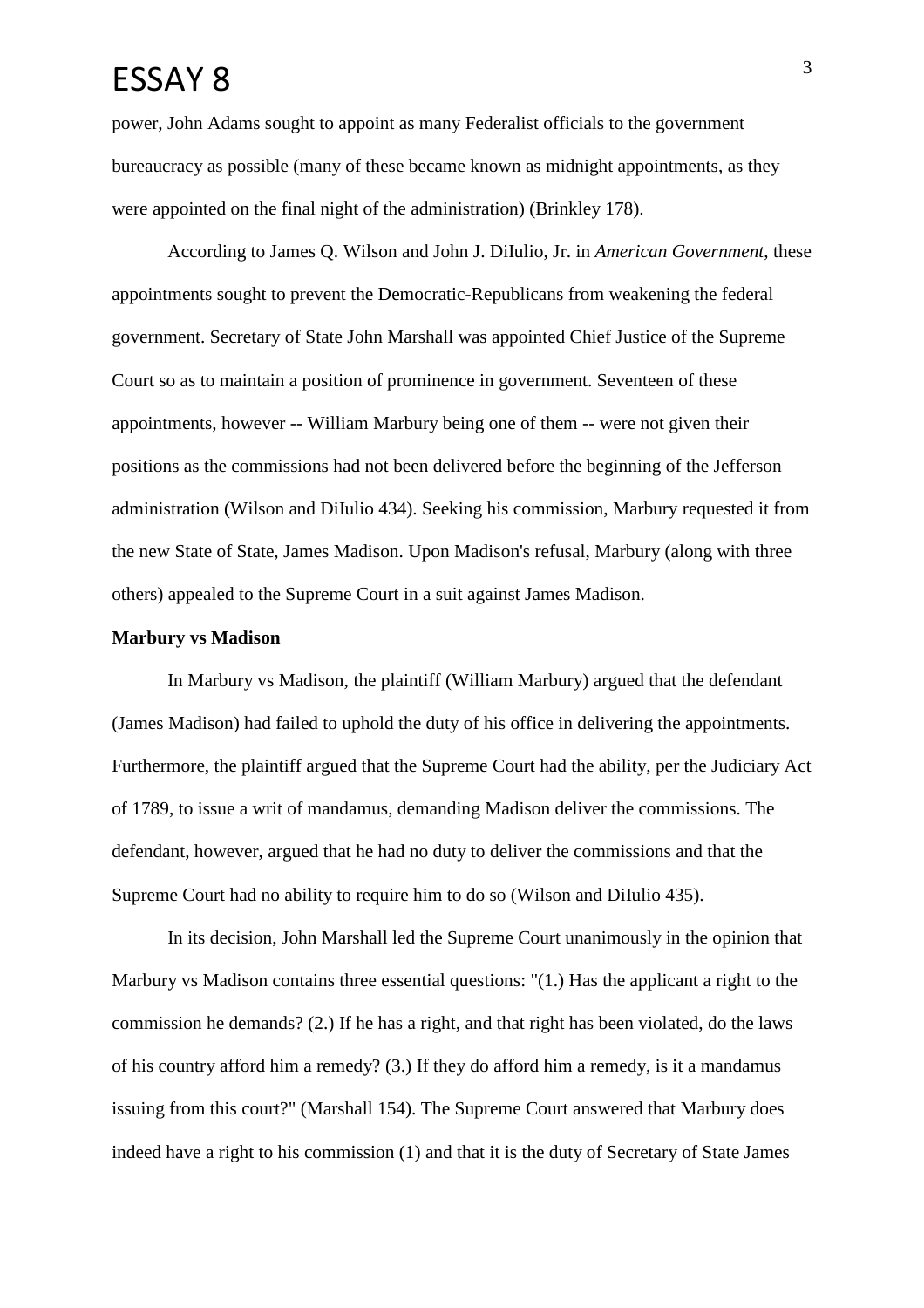power, John Adams sought to appoint as many Federalist officials to the government bureaucracy as possible (many of these became known as midnight appointments, as they were appointed on the final night of the administration) (Brinkley 178).

According to James Q. Wilson and John J. DiIulio, Jr. in *American Government*, these appointments sought to prevent the Democratic-Republicans from weakening the federal government. Secretary of State John Marshall was appointed Chief Justice of the Supreme Court so as to maintain a position of prominence in government. Seventeen of these appointments, however -- William Marbury being one of them -- were not given their positions as the commissions had not been delivered before the beginning of the Jefferson administration (Wilson and DiIulio 434). Seeking his commission, Marbury requested it from the new State of State, James Madison. Upon Madison's refusal, Marbury (along with three others) appealed to the Supreme Court in a suit against James Madison.

**Marbury vs Madison**

In Marbury vs Madison, the plaintiff (William Marbury) argued that the defendant (James Madison) had failed to uphold the duty of his office in delivering the appointments. Furthermore, the plaintiff argued that the Supreme Court had the ability, per the Judiciary Act of 1789, to issue a writ of mandamus, demanding Madison deliver the commissions. The defendant, however, argued that he had no duty to deliver the commissions and that the Supreme Court had no ability to require him to do so (Wilson and DiIulio 435).

In its decision, John Marshall led the Supreme Court unanimously in the opinion that Marbury vs Madison contains three essential questions: "(1.) Has the applicant a right to the commission he demands? (2.) If he has a right, and that right has been violated, do the laws of his country afford him a remedy? (3.) If they do afford him a remedy, is it a mandamus issuing from this court?" (Marshall 154). The Supreme Court answered that Marbury does indeed have a right to his commission (1) and that it is the duty of Secretary of State James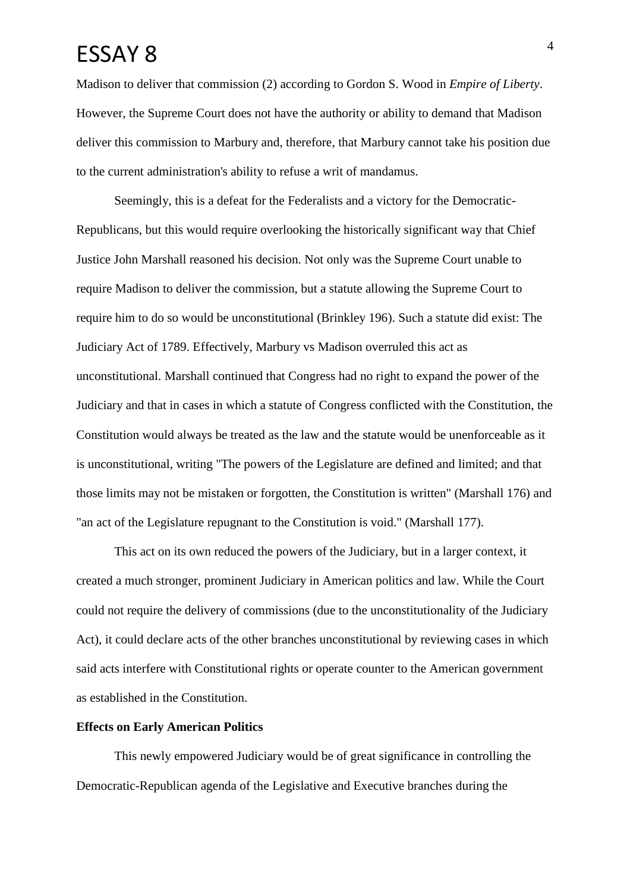Madison to deliver that commission (2) according to Gordon S. Wood in *Empire of Liberty*. However, the Supreme Court does not have the authority or ability to demand that Madison deliver this commission to Marbury and, therefore, that Marbury cannot take his position due to the current administration's ability to refuse a writ of mandamus.

Seemingly, this is a defeat for the Federalists and a victory for the Democratic-Republicans, but this would require overlooking the historically significant way that Chief Justice John Marshall reasoned his decision. Not only was the Supreme Court unable to require Madison to deliver the commission, but a statute allowing the Supreme Court to require him to do so would be unconstitutional (Brinkley 196). Such a statute did exist: The Judiciary Act of 1789. Effectively, Marbury vs Madison overruled this act as unconstitutional. Marshall continued that Congress had no right to expand the power of the Judiciary and that in cases in which a statute of Congress conflicted with the Constitution, the Constitution would always be treated as the law and the statute would be unenforceable as it is unconstitutional, writing "The powers of the Legislature are defined and limited; and that those limits may not be mistaken or forgotten, the Constitution is written" (Marshall 176) and "an act of the Legislature repugnant to the Constitution is void." (Marshall 177).

This act on its own reduced the powers of the Judiciary, but in a larger context, it created a much stronger, prominent Judiciary in American politics and law. While the Court could not require the delivery of commissions (due to the unconstitutionality of the Judiciary Act), it could declare acts of the other branches unconstitutional by reviewing cases in which said acts interfere with Constitutional rights or operate counter to the American government as established in the Constitution.

**Effects on Early American Politics**

This newly empowered Judiciary would be of great significance in controlling the Democratic-Republican agenda of the Legislative and Executive branches during the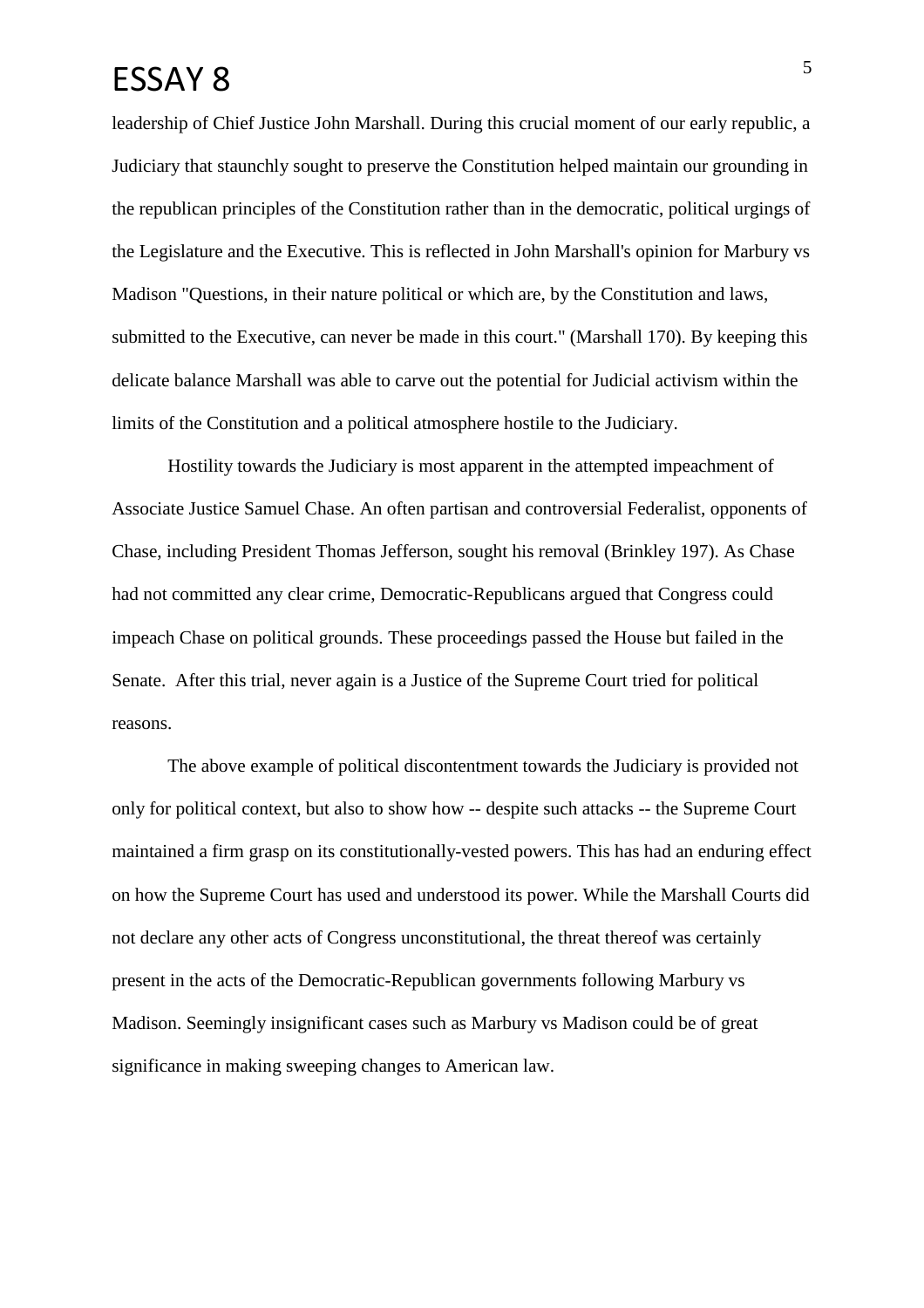leadership of Chief Justice John Marshall. During this crucial moment of our early republic, a Judiciary that staunchly sought to preserve the Constitution helped maintain our grounding in the republican principles of the Constitution rather than in the democratic, political urgings of the Legislature and the Executive. This is reflected in John Marshall's opinion for Marbury vs Madison "Questions, in their nature political or which are, by the Constitution and laws, submitted to the Executive, can never be made in this court." (Marshall 170). By keeping this delicate balance Marshall was able to carve out the potential for Judicial activism within the limits of the Constitution and a political atmosphere hostile to the Judiciary.

Hostility towards the Judiciary is most apparent in the attempted impeachment of Associate Justice Samuel Chase. An often partisan and controversial Federalist, opponents of Chase, including President Thomas Jefferson, sought his removal (Brinkley 197). As Chase had not committed any clear crime, Democratic-Republicans argued that Congress could impeach Chase on political grounds. These proceedings passed the House but failed in the Senate. After this trial, never again is a Justice of the Supreme Court tried for political reasons.

The above example of political discontentment towards the Judiciary is provided not only for political context, but also to show how -- despite such attacks -- the Supreme Court maintained a firm grasp on its constitutionally-vested powers. This has had an enduring effect on how the Supreme Court has used and understood its power. While the Marshall Courts did not declare any other acts of Congress unconstitutional, the threat thereof was certainly present in the acts of the Democratic-Republican governments following Marbury vs Madison. Seemingly insignificant cases such as Marbury vs Madison could be of great significance in making sweeping changes to American law.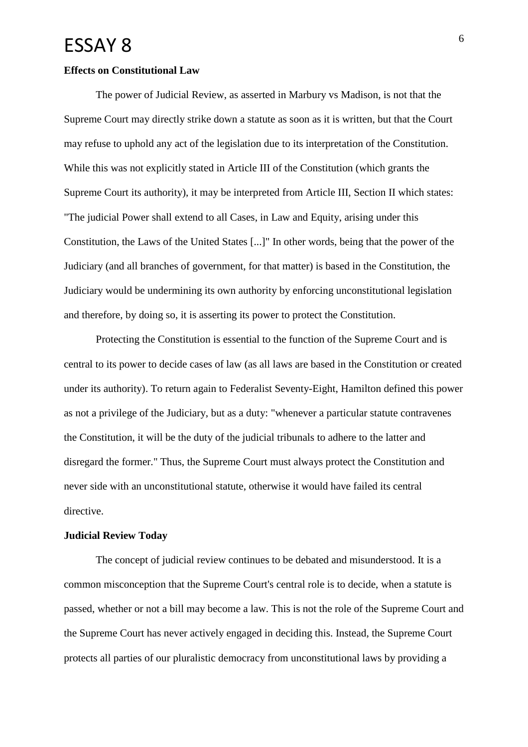**Effects on Constitutional Law**

The power of Judicial Review, as asserted in Marbury vs Madison, is not that the Supreme Court may directly strike down a statute as soon as it is written, but that the Court may refuse to uphold any act of the legislation due to its interpretation of the Constitution. While this was not explicitly stated in Article III of the Constitution (which grants the Supreme Court its authority), it may be interpreted from Article III, Section II which states: "The judicial Power shall extend to all Cases, in Law and Equity, arising under this Constitution, the Laws of the United States [...]" In other words, being that the power of the Judiciary (and all branches of government, for that matter) is based in the Constitution, the Judiciary would be undermining its own authority by enforcing unconstitutional legislation and therefore, by doing so, it is asserting its power to protect the Constitution.

Protecting the Constitution is essential to the function of the Supreme Court and is central to its power to decide cases of law (as all laws are based in the Constitution or created under its authority). To return again to Federalist Seventy-Eight, Hamilton defined this power as not a privilege of the Judiciary, but as a duty: "whenever a particular statute contravenes the Constitution, it will be the duty of the judicial tribunals to adhere to the latter and disregard the former." Thus, the Supreme Court must always protect the Constitution and never side with an unconstitutional statute, otherwise it would have failed its central directive.

**Judicial Review Today**

The concept of judicial review continues to be debated and misunderstood. It is a common misconception that the Supreme Court's central role is to decide, when a statute is passed, whether or not a bill may become a law. This is not the role of the Supreme Court and the Supreme Court has never actively engaged in deciding this. Instead, the Supreme Court protects all parties of our pluralistic democracy from unconstitutional laws by providing a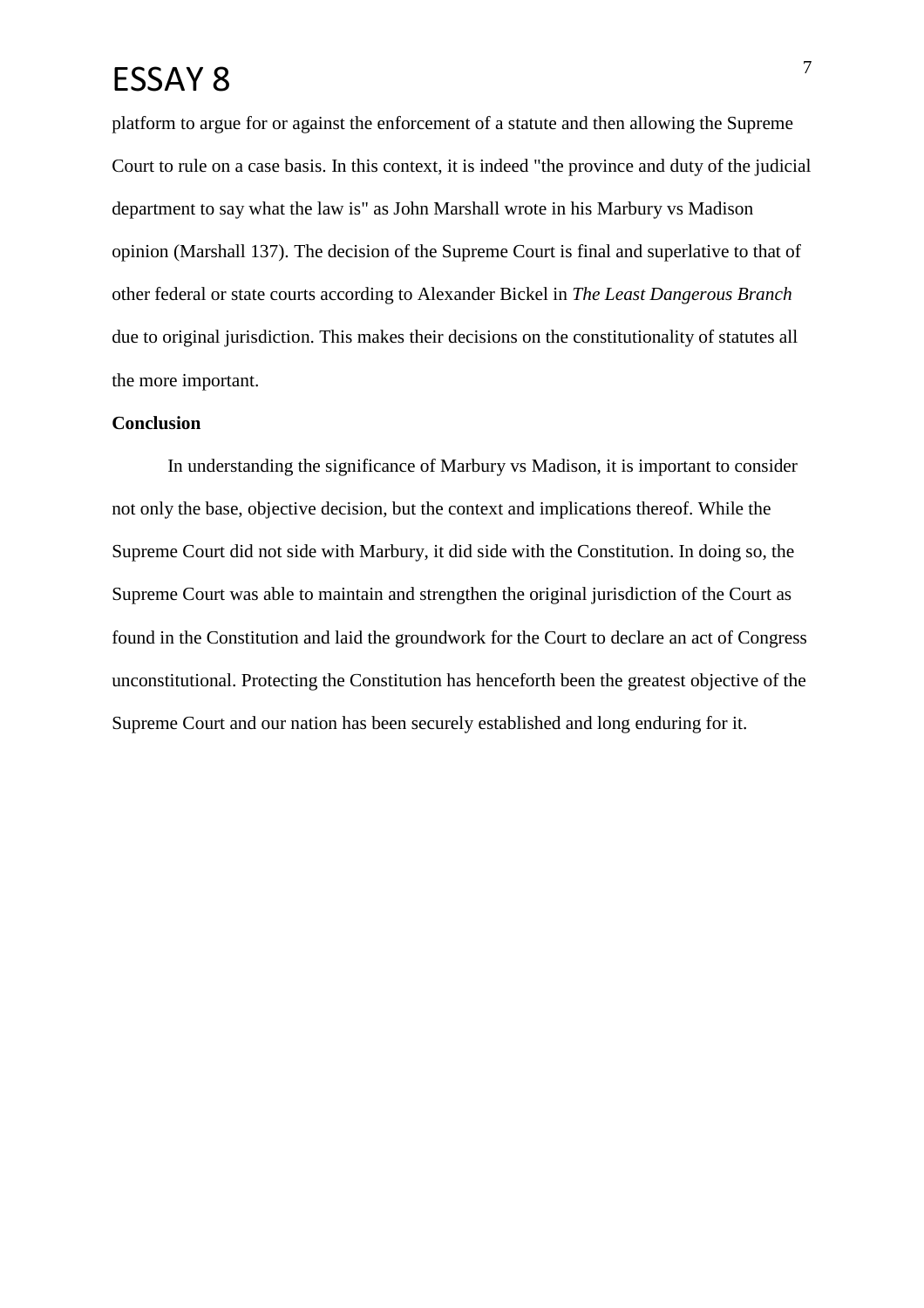platform to argue for or against the enforcement of a statute and then allowing the Supreme Court to rule on a case basis. In this context, it is indeed "the province and duty of the judicial department to say what the law is" as John Marshall wrote in his Marbury vs Madison opinion (Marshall 137). The decision of the Supreme Court is final and superlative to that of other federal or state courts according to Alexander Bickel in *The Least Dangerous Branch* due to original jurisdiction. This makes their decisions on the constitutionality of statutes all the more important.

**Conclusion**

In understanding the significance of Marbury vs Madison, it is important to consider not only the base, objective decision, but the context and implications thereof. While the Supreme Court did not side with Marbury, it did side with the Constitution. In doing so, the Supreme Court was able to maintain and strengthen the original jurisdiction of the Court as found in the Constitution and laid the groundwork for the Court to declare an act of Congress unconstitutional. Protecting the Constitution has henceforth been the greatest objective of the Supreme Court and our nation has been securely established and long enduring for it.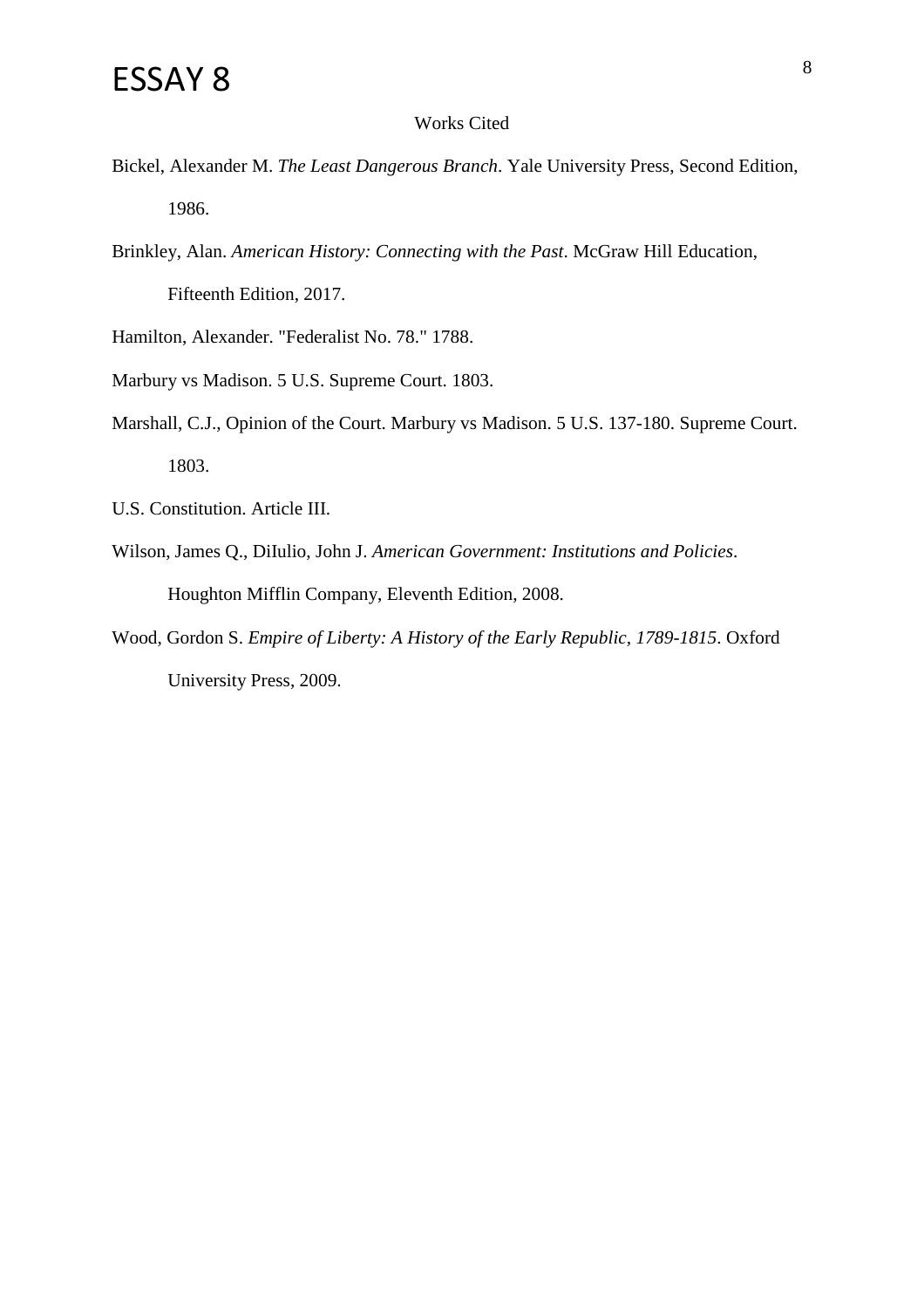## Works Cited

Bickel, Alexander M. *The Least Dangerous Branch*. Yale University Press, Second Edition, 1986.

Brinkley, Alan. *American History: Connecting with the Past*. McGraw Hill Education, Fifteenth Edition, 2017.

Hamilton, Alexander. "Federalist No. 78." 1788.

Marbury vs Madison. 5 U.S. Supreme Court. 1803.

Marshall, C.J., Opinion of the Court. Marbury vs Madison. 5 U.S. 137-180. Supreme Court. 1803.

U.S. Constitution. Article III.

Wilson, James Q., DiIulio, John J. *American Government: Institutions and Policies*. Houghton Mifflin Company, Eleventh Edition, 2008.

Wood, Gordon S. *Empire of Liberty: A History of the Early Republic, 1789-1815*. Oxford University Press, 2009.